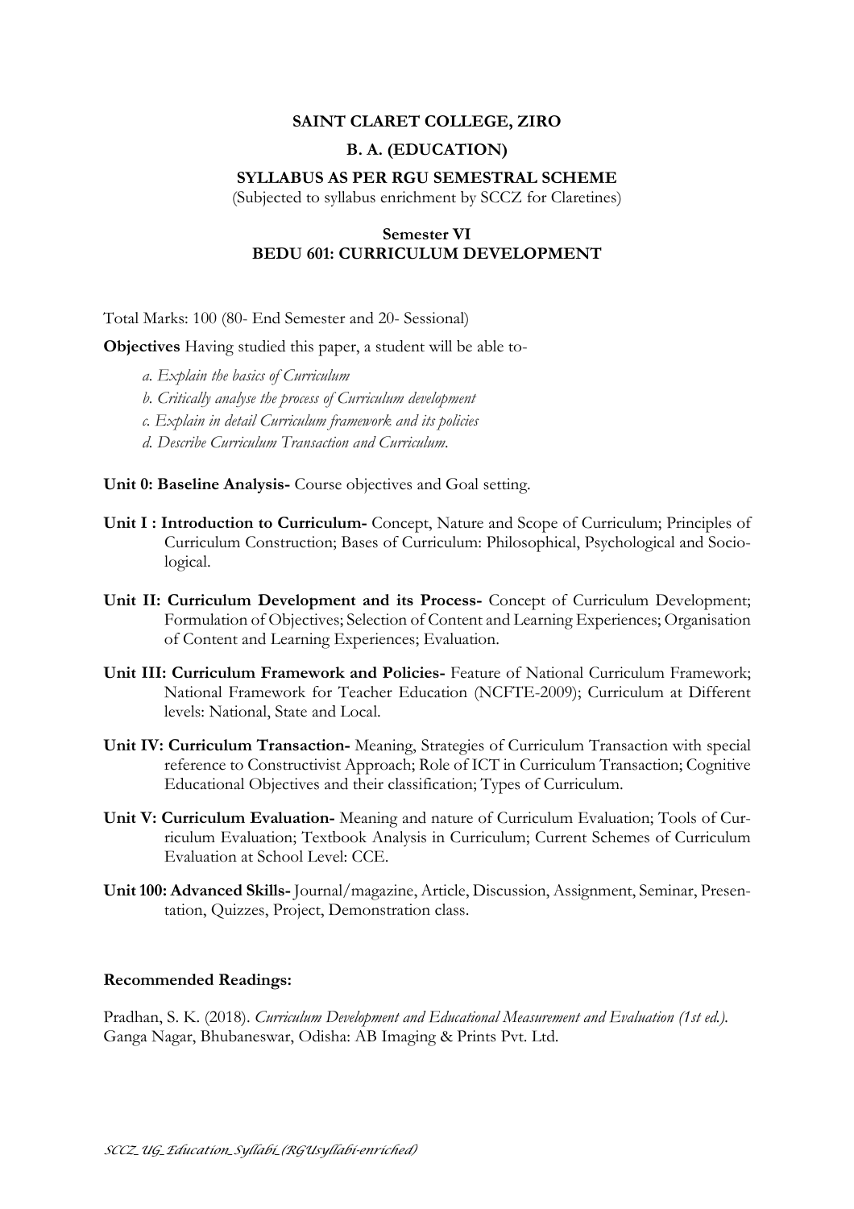**SAINT CLARET COLLEGE, ZIRO**

**B. A. (EDUCATION)**

**SYLLABUS AS PER RGU SEMESTRAL SCHEME**

(Subjected to syllabus enrichment by SCCZ for Claretines)

**Semester VI**
**BEDU 601: CURRICULUM DEVELOPMENT**

Total Marks: 100 (80- End Semester and 20- Sessional)

**Objectives** Having studied this paper, a student will be able to-

*a. Explain the basics of Curriculum*

*b. Critically analyse the process of Curriculum development*

*c. Explain in detail Curriculum framework and its policies*

*d. Describe Curriculum Transaction and Curriculum.*

**Unit 0: Baseline Analysis-** Course objectives and Goal setting.

**Unit I : Introduction to Curriculum-** Concept, Nature and Scope of Curriculum; Principles of Curriculum Construction; Bases of Curriculum: Philosophical, Psychological and Socio-logical.

**Unit II: Curriculum Development and its Process-** Concept of Curriculum Development; Formulation of Objectives; Selection of Content and Learning Experiences; Organisation of Content and Learning Experiences; Evaluation.

**Unit III: Curriculum Framework and Policies-** Feature of National Curriculum Framework; National Framework for Teacher Education (NCFTE-2009); Curriculum at Different levels: National, State and Local.

**Unit IV: Curriculum Transaction-** Meaning, Strategies of Curriculum Transaction with special reference to Constructivist Approach; Role of ICT in Curriculum Transaction; Cognitive Educational Objectives and their classification; Types of Curriculum.

**Unit V: Curriculum Evaluation-** Meaning and nature of Curriculum Evaluation; Tools of Curriculum Evaluation; Textbook Analysis in Curriculum; Current Schemes of Curriculum Evaluation at School Level: CCE.

**Unit 100: Advanced Skills-** Journal/magazine, Article, Discussion, Assignment, Seminar, Presentation, Quizzes, Project, Demonstration class.

**Recommended Readings:**

Pradhan, S. K. (2018). *Curriculum Development and Educational Measurement and Evaluation (1st ed.).* Ganga Nagar, Bhubaneswar, Odisha: AB Imaging & Prints Pvt. Ltd.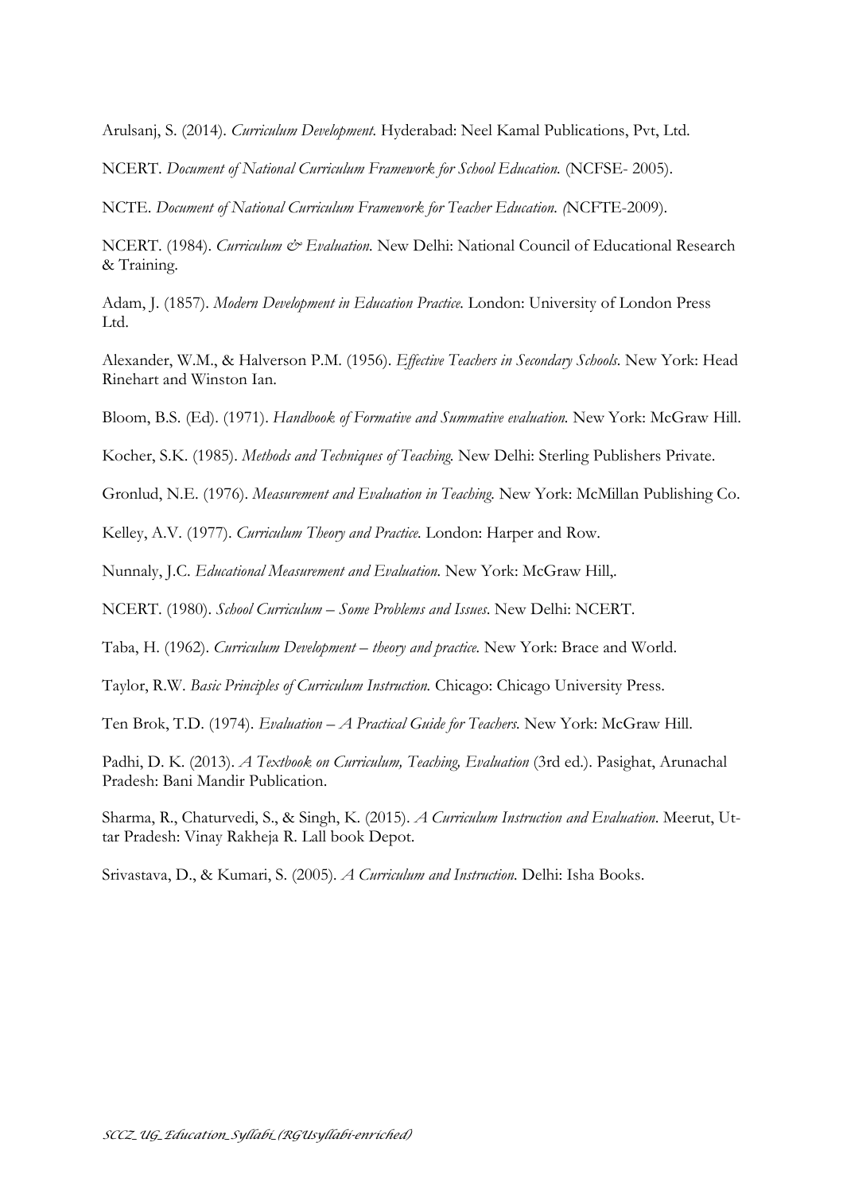Arulsanj, S. (2014). *Curriculum Development*. Hyderabad: Neel Kamal Publications, Pvt, Ltd.

NCERT. *Document of National Curriculum Framework for School Education.* (NCFSE- 2005).

NCTE. *Document of National Curriculum Framework for Teacher Education. (*NCFTE-2009).

NCERT. (1984). *Curriculum & Evaluation*. New Delhi: National Council of Educational Research & Training.

Adam, J. (1857). *Modern Development in Education Practice.* London: University of London Press Ltd.

Alexander, W.M., & Halverson P.M. (1956). *Effective Teachers in Secondary Schools.* New York: Head Rinehart and Winston Ian.

Bloom, B.S. (Ed). (1971). *Handbook of Formative and Summative evaluation.* New York: McGraw Hill.

Kocher, S.K. (1985). *Methods and Techniques of Teaching.* New Delhi: Sterling Publishers Private.

Gronlud, N.E. (1976). *Measurement and Evaluation in Teaching.* New York: McMillan Publishing Co.

Kelley, A.V. (1977). *Curriculum Theory and Practice.* London: Harper and Row.

Nunnaly, J.C. *Educational Measurement and Evaluation.* New York: McGraw Hill,.

NCERT. (1980). *School Curriculum – Some Problems and Issues*. New Delhi: NCERT.

Taba, H. (1962). *Curriculum Development – theory and practice.* New York: Brace and World.

Taylor, R.W. *Basic Principles of Curriculum Instruction.* Chicago: Chicago University Press.

Ten Brok, T.D. (1974). *Evaluation – A Practical Guide for Teachers.* New York: McGraw Hill.

Padhi, D. K. (2013). *A Textbook on Curriculum, Teaching, Evaluation* (3rd ed.). Pasighat, Arunachal Pradesh: Bani Mandir Publication.

Sharma, R., Chaturvedi, S., & Singh, K. (2015). *A Curriculum Instruction and Evaluation*. Meerut, Uttar Pradesh: Vinay Rakheja R. Lall book Depot.

Srivastava, D., & Kumari, S. (2005). *A Curriculum and Instruction.* Delhi: Isha Books.